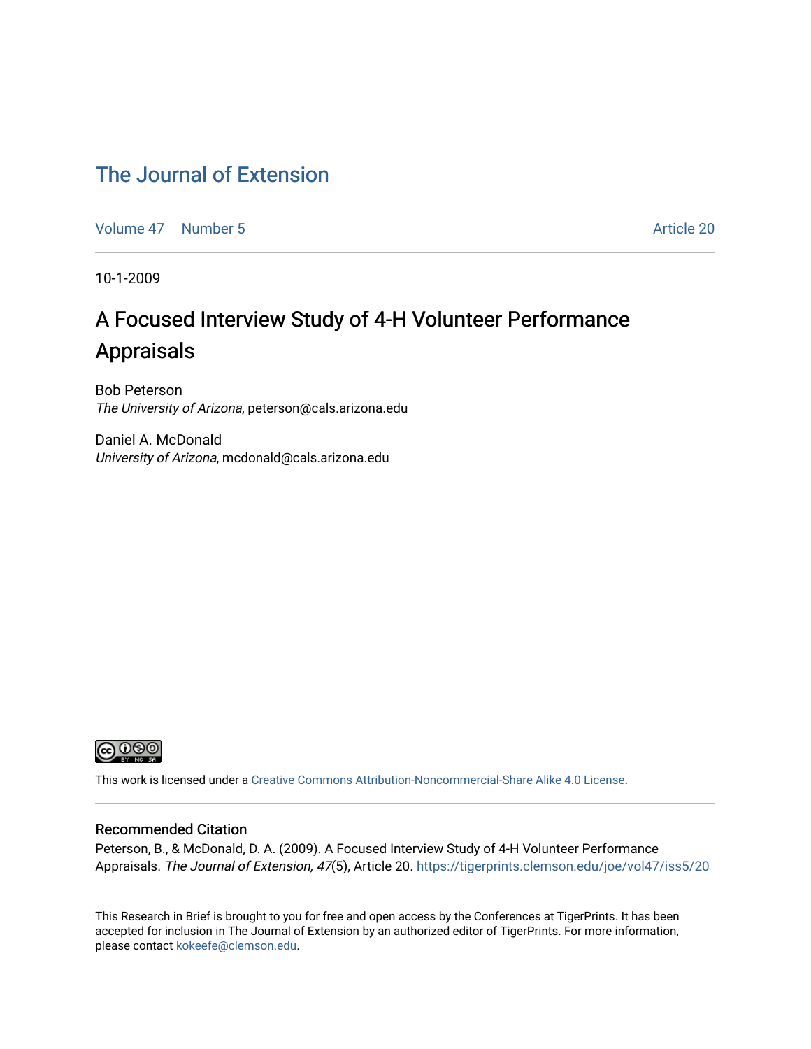# The Journal of Extension

Volume 47 | Number 5 | Article 20

10-1-2009

## A Focused Interview Study of 4-H Volunteer Performance Appraisals

Bob Peterson
*The University of Arizona*, peterson@cals.arizona.edu

Daniel A. McDonald
*University of Arizona*, mcdonald@cals.arizona.edu

This work is licensed under a Creative Commons Attribution-Noncommercial-Share Alike 4.0 License.

### Recommended Citation

Peterson, B., & McDonald, D. A. (2009). A Focused Interview Study of 4-H Volunteer Performance Appraisals. *The Journal of Extension, 47*(5), Article 20. https://tigerprints.clemson.edu/joe/vol47/iss5/20

This Research in Brief is brought to you for free and open access by the Conferences at TigerPrints. It has been accepted for inclusion in The Journal of Extension by an authorized editor of TigerPrints. For more information, please contact kokeefe@clemson.edu.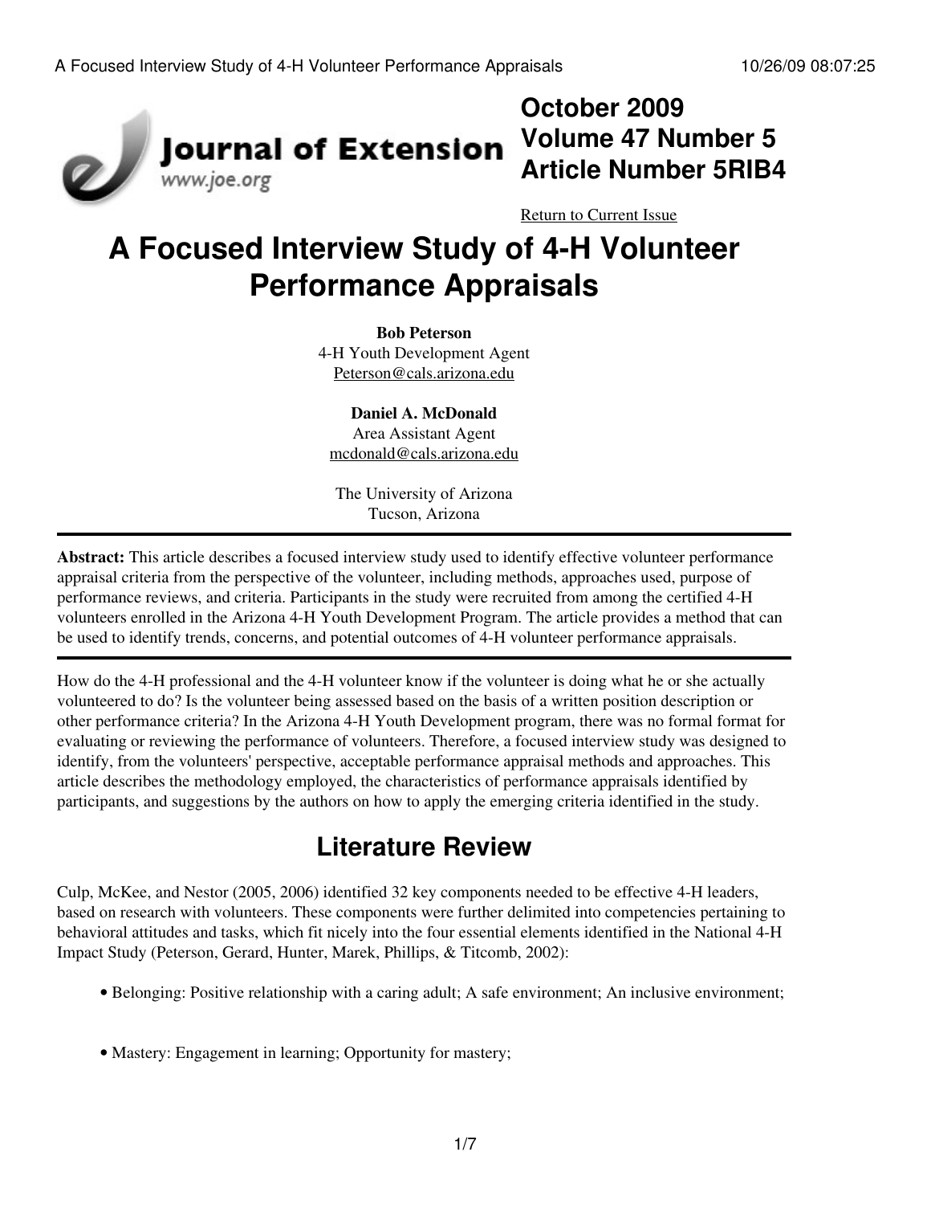# A Focused Interview Study of 4-H Volunteer Performance Appraisals

**Bob Peterson**
4-H Youth Development Agent
Peterson@cals.arizona.edu

**Daniel A. McDonald**
Area Assistant Agent
mcdonald@cals.arizona.edu

The University of Arizona
Tucson, Arizona

**Abstract:** This article describes a focused interview study used to identify effective volunteer performance appraisal criteria from the perspective of the volunteer, including methods, approaches used, purpose of performance reviews, and criteria. Participants in the study were recruited from among the certified 4-H volunteers enrolled in the Arizona 4-H Youth Development Program. The article provides a method that can be used to identify trends, concerns, and potential outcomes of 4-H volunteer performance appraisals.

How do the 4-H professional and the 4-H volunteer know if the volunteer is doing what he or she actually volunteered to do? Is the volunteer being assessed based on the basis of a written position description or other performance criteria? In the Arizona 4-H Youth Development program, there was no formal format for evaluating or reviewing the performance of volunteers. Therefore, a focused interview study was designed to identify, from the volunteers' perspective, acceptable performance appraisal methods and approaches. This article describes the methodology employed, the characteristics of performance appraisals identified by participants, and suggestions by the authors on how to apply the emerging criteria identified in the study.

## Literature Review

Culp, McKee, and Nestor (2005, 2006) identified 32 key components needed to be effective 4-H leaders, based on research with volunteers. These components were further delimited into competencies pertaining to behavioral attitudes and tasks, which fit nicely into the four essential elements identified in the National 4-H Impact Study (Peterson, Gerard, Hunter, Marek, Phillips, & Titcomb, 2002):

- Belonging: Positive relationship with a caring adult; A safe environment; An inclusive environment;
- Mastery: Engagement in learning; Opportunity for mastery;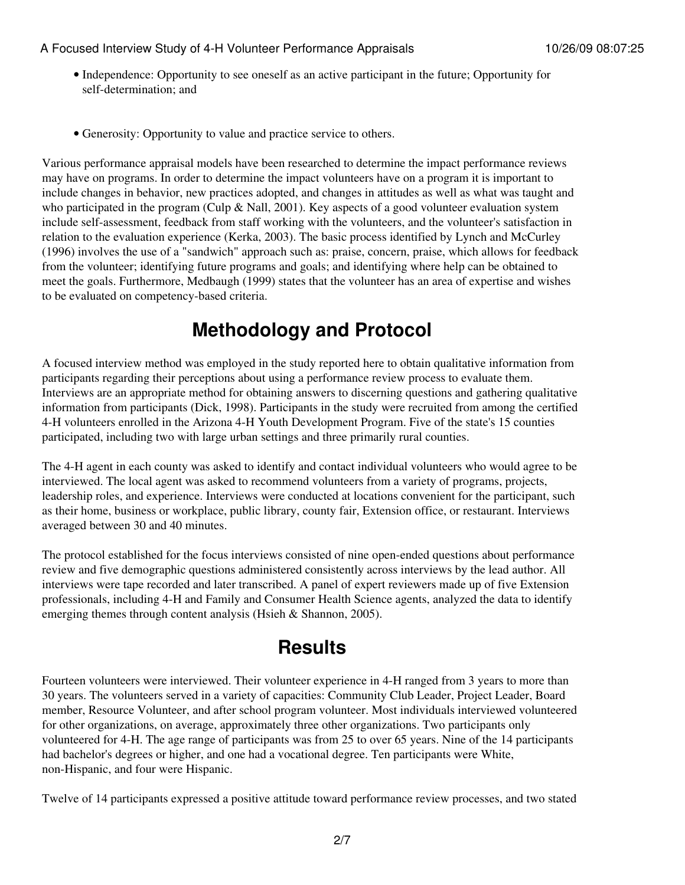- Independence: Opportunity to see oneself as an active participant in the future; Opportunity for self-determination; and
- Generosity: Opportunity to value and practice service to others.

Various performance appraisal models have been researched to determine the impact performance reviews may have on programs. In order to determine the impact volunteers have on a program it is important to include changes in behavior, new practices adopted, and changes in attitudes as well as what was taught and who participated in the program (Culp & Nall, 2001). Key aspects of a good volunteer evaluation system include self-assessment, feedback from staff working with the volunteers, and the volunteer's satisfaction in relation to the evaluation experience (Kerka, 2003). The basic process identified by Lynch and McCurley (1996) involves the use of a "sandwich" approach such as: praise, concern, praise, which allows for feedback from the volunteer; identifying future programs and goals; and identifying where help can be obtained to meet the goals. Furthermore, Medbaugh (1999) states that the volunteer has an area of expertise and wishes to be evaluated on competency-based criteria.

# Methodology and Protocol

A focused interview method was employed in the study reported here to obtain qualitative information from participants regarding their perceptions about using a performance review process to evaluate them. Interviews are an appropriate method for obtaining answers to discerning questions and gathering qualitative information from participants (Dick, 1998). Participants in the study were recruited from among the certified 4-H volunteers enrolled in the Arizona 4-H Youth Development Program. Five of the state's 15 counties participated, including two with large urban settings and three primarily rural counties.

The 4-H agent in each county was asked to identify and contact individual volunteers who would agree to be interviewed. The local agent was asked to recommend volunteers from a variety of programs, projects, leadership roles, and experience. Interviews were conducted at locations convenient for the participant, such as their home, business or workplace, public library, county fair, Extension office, or restaurant. Interviews averaged between 30 and 40 minutes.

The protocol established for the focus interviews consisted of nine open-ended questions about performance review and five demographic questions administered consistently across interviews by the lead author. All interviews were tape recorded and later transcribed. A panel of expert reviewers made up of five Extension professionals, including 4-H and Family and Consumer Health Science agents, analyzed the data to identify emerging themes through content analysis (Hsieh & Shannon, 2005).

# Results

Fourteen volunteers were interviewed. Their volunteer experience in 4-H ranged from 3 years to more than 30 years. The volunteers served in a variety of capacities: Community Club Leader, Project Leader, Board member, Resource Volunteer, and after school program volunteer. Most individuals interviewed volunteered for other organizations, on average, approximately three other organizations. Two participants only volunteered for 4-H. The age range of participants was from 25 to over 65 years. Nine of the 14 participants had bachelor's degrees or higher, and one had a vocational degree. Ten participants were White, non-Hispanic, and four were Hispanic.

Twelve of 14 participants expressed a positive attitude toward performance review processes, and two stated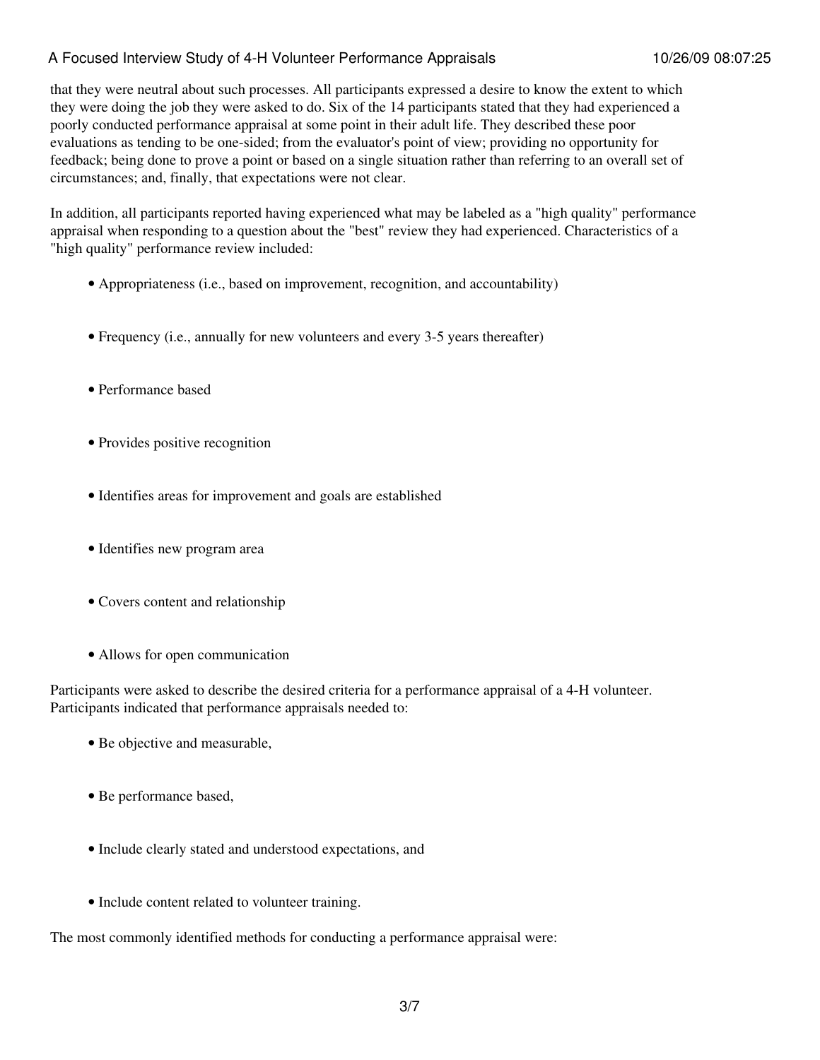that they were neutral about such processes. All participants expressed a desire to know the extent to which they were doing the job they were asked to do. Six of the 14 participants stated that they had experienced a poorly conducted performance appraisal at some point in their adult life. They described these poor evaluations as tending to be one-sided; from the evaluator's point of view; providing no opportunity for feedback; being done to prove a point or based on a single situation rather than referring to an overall set of circumstances; and, finally, that expectations were not clear.

In addition, all participants reported having experienced what may be labeled as a "high quality" performance appraisal when responding to a question about the "best" review they had experienced. Characteristics of a "high quality" performance review included:

- Appropriateness (i.e., based on improvement, recognition, and accountability)
- Frequency (i.e., annually for new volunteers and every 3-5 years thereafter)
- Performance based
- Provides positive recognition
- Identifies areas for improvement and goals are established
- Identifies new program area
- Covers content and relationship
- Allows for open communication

Participants were asked to describe the desired criteria for a performance appraisal of a 4-H volunteer. Participants indicated that performance appraisals needed to:

- Be objective and measurable,
- Be performance based,
- Include clearly stated and understood expectations, and
- Include content related to volunteer training.

The most commonly identified methods for conducting a performance appraisal were: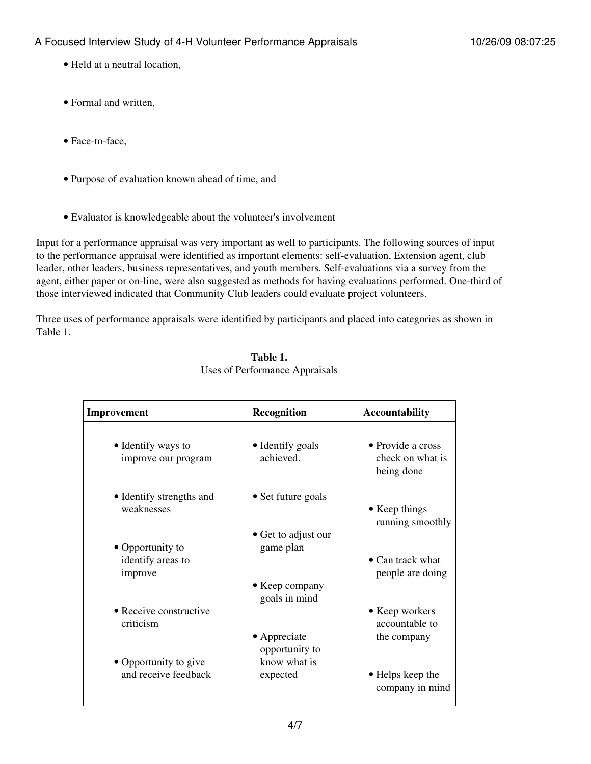- Held at a neutral location,
- Formal and written,
- Face-to-face,
- Purpose of evaluation known ahead of time, and
- Evaluator is knowledgeable about the volunteer's involvement

Input for a performance appraisal was very important as well to participants. The following sources of input to the performance appraisal were identified as important elements: self-evaluation, Extension agent, club leader, other leaders, business representatives, and youth members. Self-evaluations via a survey from the agent, either paper or on-line, were also suggested as methods for having evaluations performed. One-third of those interviewed indicated that Community Club leaders could evaluate project volunteers.

Three uses of performance appraisals were identified by participants and placed into categories as shown in Table 1.

**Table 1.**
Uses of Performance Appraisals

| Improvement | Recognition | Accountability |
|---|---|---|
| • Identify ways to improve our program | • Identify goals achieved. | • Provide a cross check on what is being done |
| • Identify strengths and weaknesses | • Set future goals | • Keep things running smoothly |
| • Opportunity to identify areas to improve | • Get to adjust our game plan | • Can track what people are doing |
| • Receive constructive criticism | • Keep company goals in mind | • Keep workers accountable to the company |
| • Opportunity to give and receive feedback | • Appreciate opportunity to know what is expected | • Helps keep the company in mind |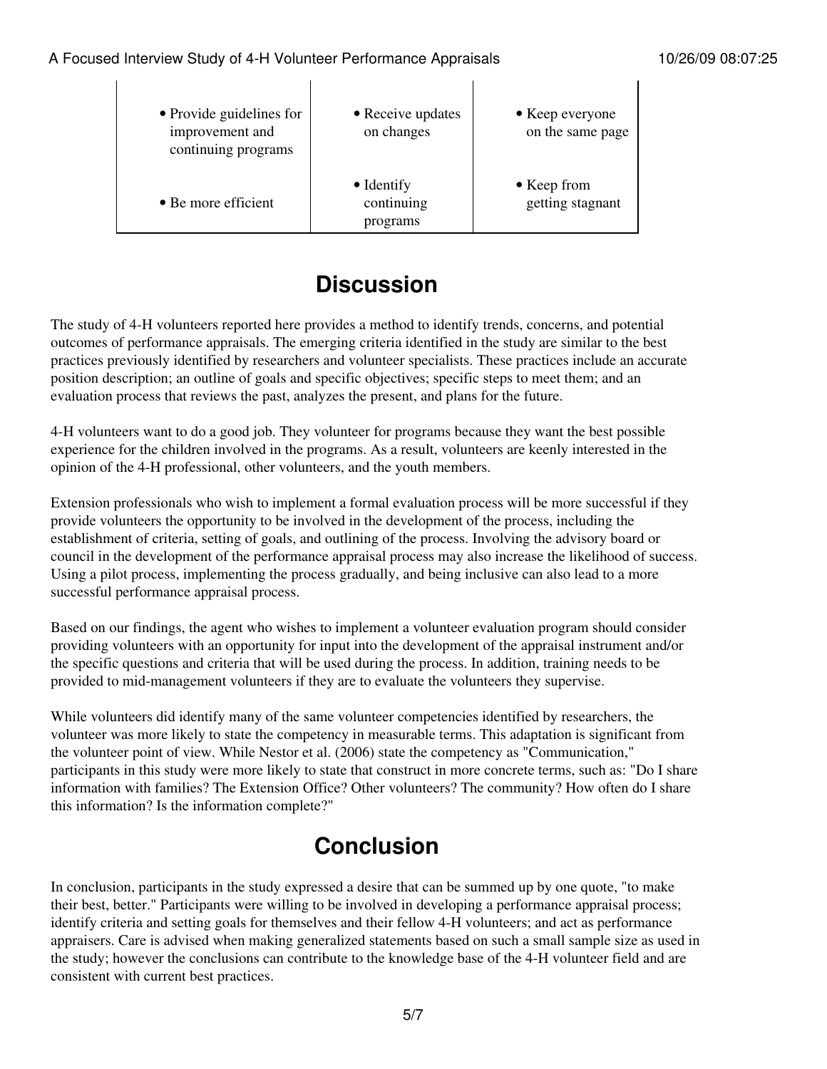| | | |
|---|---|---|
| • Provide guidelines for improvement and continuing programs | • Receive updates on changes | • Keep everyone on the same page |
| • Be more efficient | • Identify continuing programs | • Keep from getting stagnant |

## Discussion

The study of 4-H volunteers reported here provides a method to identify trends, concerns, and potential outcomes of performance appraisals. The emerging criteria identified in the study are similar to the best practices previously identified by researchers and volunteer specialists. These practices include an accurate position description; an outline of goals and specific objectives; specific steps to meet them; and an evaluation process that reviews the past, analyzes the present, and plans for the future.

4-H volunteers want to do a good job. They volunteer for programs because they want the best possible experience for the children involved in the programs. As a result, volunteers are keenly interested in the opinion of the 4-H professional, other volunteers, and the youth members.

Extension professionals who wish to implement a formal evaluation process will be more successful if they provide volunteers the opportunity to be involved in the development of the process, including the establishment of criteria, setting of goals, and outlining of the process. Involving the advisory board or council in the development of the performance appraisal process may also increase the likelihood of success. Using a pilot process, implementing the process gradually, and being inclusive can also lead to a more successful performance appraisal process.

Based on our findings, the agent who wishes to implement a volunteer evaluation program should consider providing volunteers with an opportunity for input into the development of the appraisal instrument and/or the specific questions and criteria that will be used during the process. In addition, training needs to be provided to mid-management volunteers if they are to evaluate the volunteers they supervise.

While volunteers did identify many of the same volunteer competencies identified by researchers, the volunteer was more likely to state the competency in measurable terms. This adaptation is significant from the volunteer point of view. While Nestor et al. (2006) state the competency as "Communication," participants in this study were more likely to state that construct in more concrete terms, such as: "Do I share information with families? The Extension Office? Other volunteers? The community? How often do I share this information? Is the information complete?"

## Conclusion

In conclusion, participants in the study expressed a desire that can be summed up by one quote, "to make their best, better." Participants were willing to be involved in developing a performance appraisal process; identify criteria and setting goals for themselves and their fellow 4-H volunteers; and act as performance appraisers. Care is advised when making generalized statements based on such a small sample size as used in the study; however the conclusions can contribute to the knowledge base of the 4-H volunteer field and are consistent with current best practices.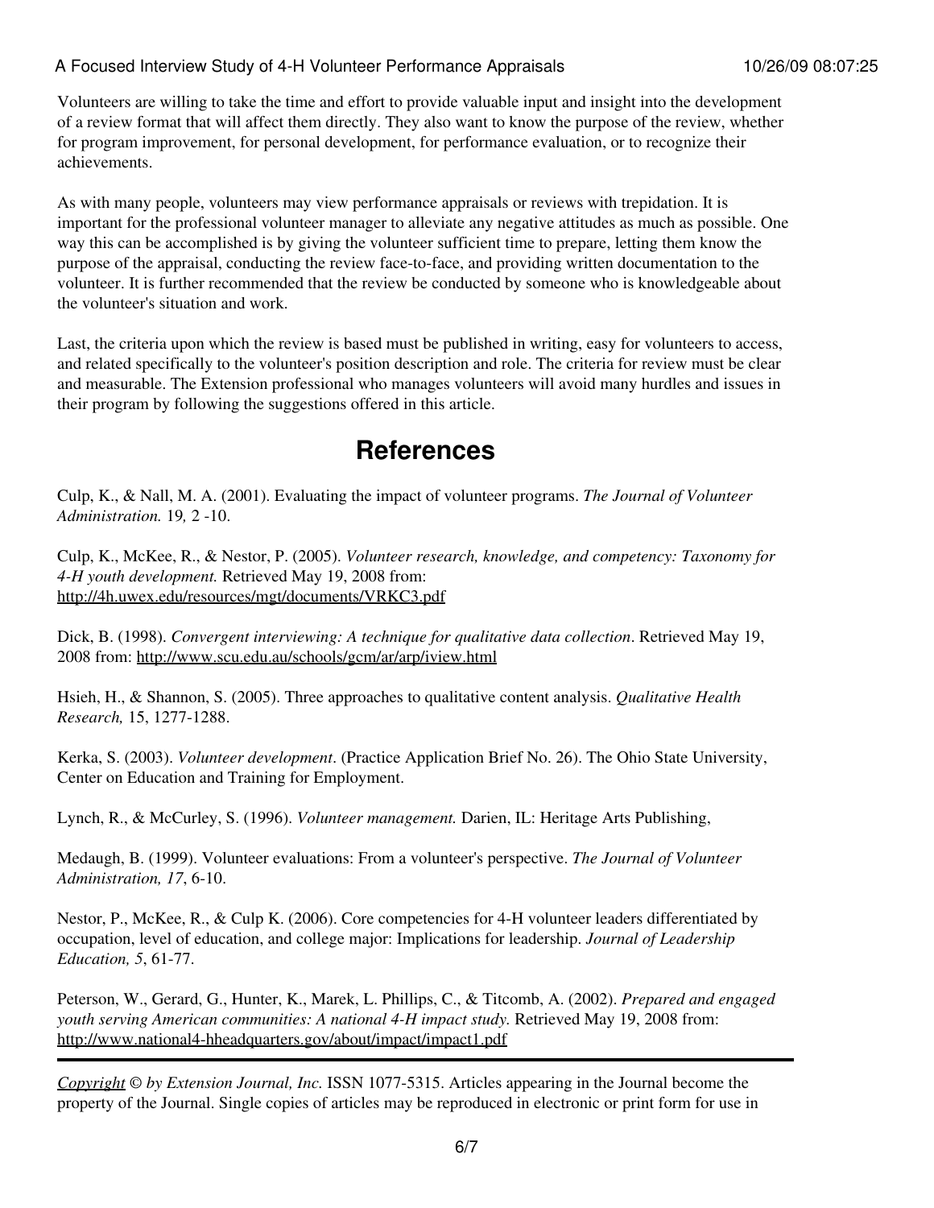Volunteers are willing to take the time and effort to provide valuable input and insight into the development of a review format that will affect them directly. They also want to know the purpose of the review, whether for program improvement, for personal development, for performance evaluation, or to recognize their achievements.

As with many people, volunteers may view performance appraisals or reviews with trepidation. It is important for the professional volunteer manager to alleviate any negative attitudes as much as possible. One way this can be accomplished is by giving the volunteer sufficient time to prepare, letting them know the purpose of the appraisal, conducting the review face-to-face, and providing written documentation to the volunteer. It is further recommended that the review be conducted by someone who is knowledgeable about the volunteer's situation and work.

Last, the criteria upon which the review is based must be published in writing, easy for volunteers to access, and related specifically to the volunteer's position description and role. The criteria for review must be clear and measurable. The Extension professional who manages volunteers will avoid many hurdles and issues in their program by following the suggestions offered in this article.

# References

Culp, K., & Nall, M. A. (2001). Evaluating the impact of volunteer programs. *The Journal of Volunteer Administration.* 19*,* 2 -10.

Culp, K., McKee, R., & Nestor, P. (2005). *Volunteer research, knowledge, and competency: Taxonomy for 4-H youth development.* Retrieved May 19, 2008 from: http://4h.uwex.edu/resources/mgt/documents/VRKC3.pdf

Dick, B. (1998). *Convergent interviewing: A technique for qualitative data collection*. Retrieved May 19, 2008 from: http://www.scu.edu.au/schools/gcm/ar/arp/iview.html

Hsieh, H., & Shannon, S. (2005). Three approaches to qualitative content analysis. *Qualitative Health Research,* 15, 1277-1288.

Kerka, S. (2003). *Volunteer development*. (Practice Application Brief No. 26). The Ohio State University, Center on Education and Training for Employment.

Lynch, R., & McCurley, S. (1996). *Volunteer management.* Darien, IL: Heritage Arts Publishing,

Medaugh, B. (1999). Volunteer evaluations: From a volunteer's perspective. *The Journal of Volunteer Administration, 17*, 6-10.

Nestor, P., McKee, R., & Culp K. (2006). Core competencies for 4-H volunteer leaders differentiated by occupation, level of education, and college major: Implications for leadership. *Journal of Leadership Education, 5*, 61-77.

Peterson, W., Gerard, G., Hunter, K., Marek, L. Phillips, C., & Titcomb, A. (2002). *Prepared and engaged youth serving American communities: A national 4-H impact study.* Retrieved May 19, 2008 from: http://www.national4-hheadquarters.gov/about/impact/impact1.pdf

---

*Copyright* © *by Extension Journal, Inc.* ISSN 1077-5315. Articles appearing in the Journal become the property of the Journal. Single copies of articles may be reproduced in electronic or print form for use in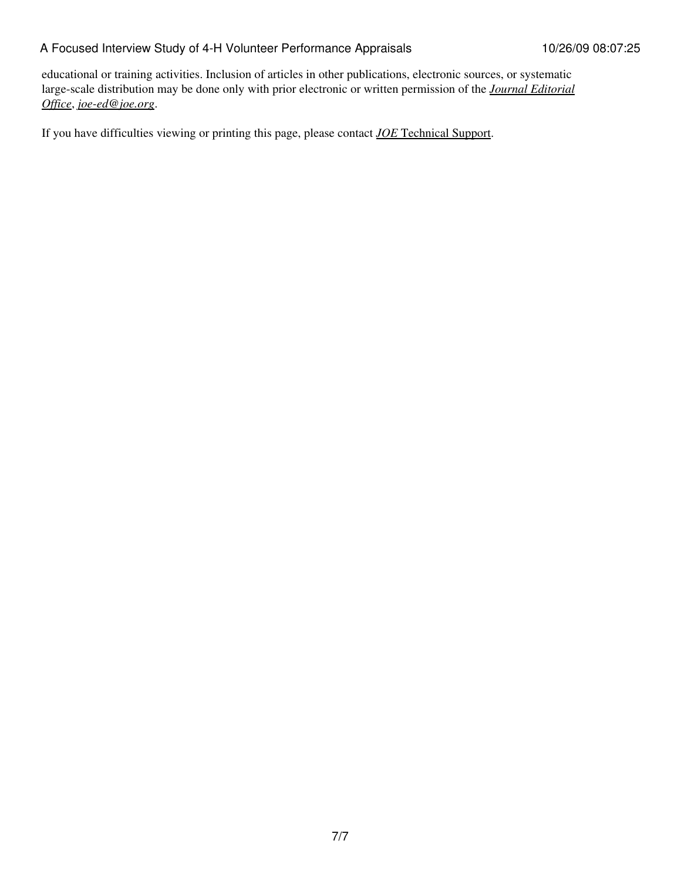educational or training activities. Inclusion of articles in other publications, electronic sources, or systematic large-scale distribution may be done only with prior electronic or written permission of the ***Journal Editorial Office***, *joe-ed@joe.org*.

If you have difficulties viewing or printing this page, please contact *JOE* Technical Support.